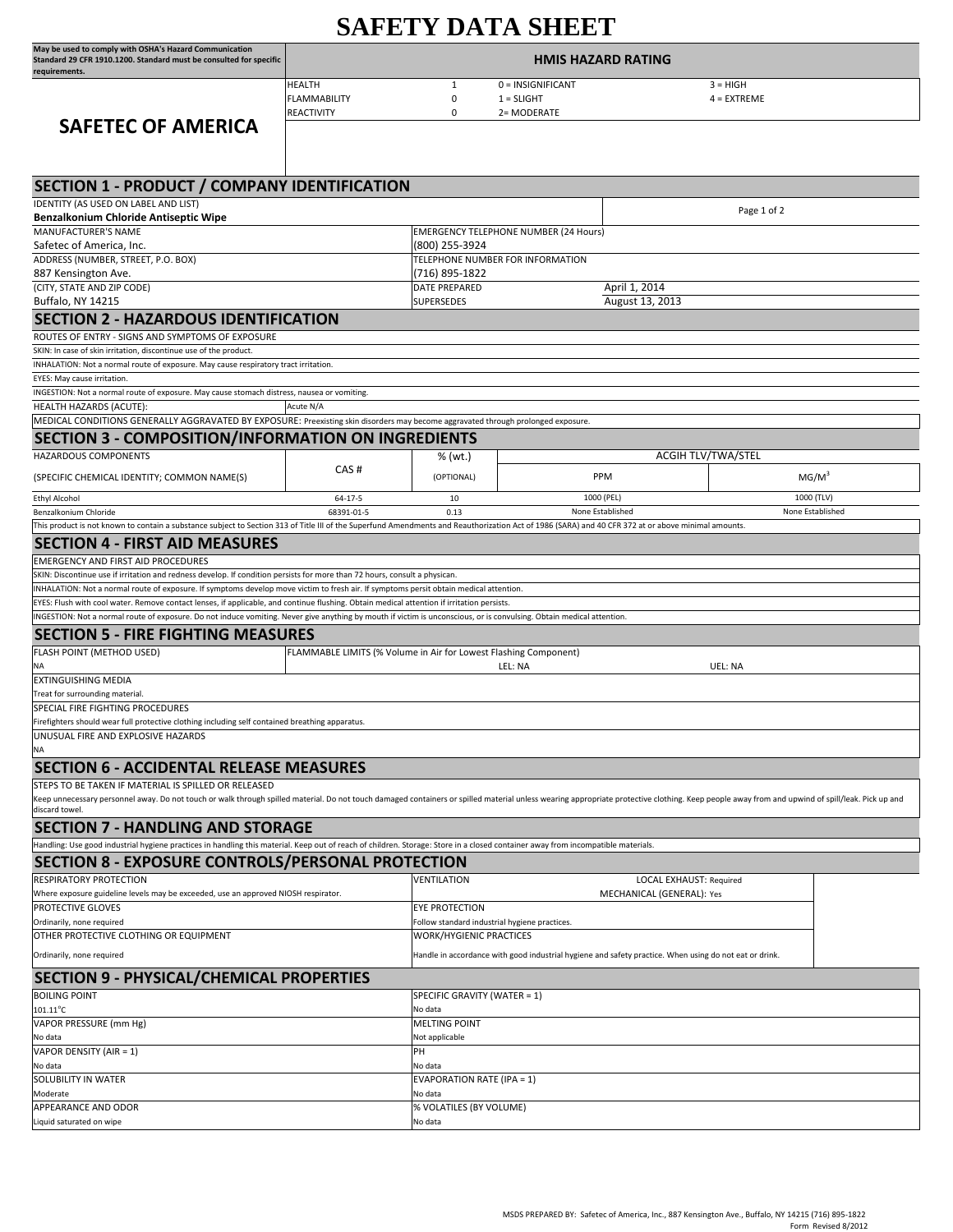# SAFETY DATA SHEET

May be used to comply with OSHA's Hazard Communication Standard 29 CFR 1910.1200. Standard must be consulted for specific requirements.

## SAFETEC OF AMERICA

| HMIS HAZARD RATING | | | |
|---|---|---|---|
| HEALTH | 1 | 0 = INSIGNIFICANT | 3 = HIGH |
| FLAMMABILITY | 0 | 1 = SLIGHT | 4 = EXTREME |
| REACTIVITY | 0 | 2= MODERATE | |

## SECTION 1 - PRODUCT / COMPANY IDENTIFICATION

IDENTITY (AS USED ON LABEL AND LIST)
**Benzalkonium Chloride Antiseptic Wipe**

| | | |
|---|---|---|
| MANUFACTURER'S NAME<br>Safetec of America, Inc. | EMERGENCY TELEPHONE NUMBER (24 Hours)<br>(800) 255-3924 | |
| ADDRESS (NUMBER, STREET, P.O. BOX)<br>887 Kensington Ave. | TELEPHONE NUMBER FOR INFORMATION<br>(716) 895-1822 | |
| (CITY, STATE AND ZIP CODE)<br>Buffalo, NY 14215 | DATE PREPARED | April 1, 2014 |
| | SUPERSEDES | August 13, 2013 |

## SECTION 2 - HAZARDOUS IDENTIFICATION

ROUTES OF ENTRY - SIGNS AND SYMPTOMS OF EXPOSURE

SKIN: In case of skin irritation, discontinue use of the product.

INHALATION: Not a normal route of exposure. May cause respiratory tract irritation.

EYES: May cause irritation.

INGESTION: Not a normal route of exposure. May cause stomach distress, nausea or vomiting.

HEALTH HAZARDS (ACUTE): Acute N/A

MEDICAL CONDITIONS GENERALLY AGGRAVATED BY EXPOSURE: Preexisting skin disorders may become aggravated through prolonged exposure.

## SECTION 3 - COMPOSITION/INFORMATION ON INGREDIENTS

| HAZARDOUS COMPONENTS | CAS # | % (wt.) | ACGIH TLV/TWA/STEL | |
|---|---|---|---|---|
| (SPECIFIC CHEMICAL IDENTITY; COMMON NAME(S) | | (OPTIONAL) | PPM | MG/M$^3$ |
| Ethyl Alcohol | 64-17-5 | 10 | 1000 (PEL) | 1000 (TLV) |
| Benzalkonium Chloride | 68391-01-5 | 0.13 | None Established | None Established |

This product is not known to contain a substance subject to Section 313 of Title III of the Superfund Amendments and Reauthorization Act of 1986 (SARA) and 40 CFR 372 at or above minimal amounts.

## SECTION 4 - FIRST AID MEASURES

EMERGENCY AND FIRST AID PROCEDURES

SKIN: Discontinue use if irritation and redness develop. If condition persists for more than 72 hours, consult a physican.

INHALATION: Not a normal route of exposure. If symptoms develop move victim to fresh air. If symptoms persit obtain medical attention.

EYES: Flush with cool water. Remove contact lenses, if applicable, and continue flushing. Obtain medical attention if irritation persists.

INGESTION: Not a normal route of exposure. Do not induce vomiting. Never give anything by mouth if victim is unconscious, or is convulsing. Obtain medical attention.

## SECTION 5 - FIRE FIGHTING MEASURES

| FLASH POINT (METHOD USED) | FLAMMABLE LIMITS (% Volume in Air for Lowest Flashing Component) | |
|---|---|---|
| NA | LEL: NA | UEL: NA |

EXTINGUISHING MEDIA
Treat for surrounding material.

SPECIAL FIRE FIGHTING PROCEDURES
Firefighters should wear full protective clothing including self contained breathing apparatus.

UNUSUAL FIRE AND EXPLOSIVE HAZARDS
NA

## SECTION 6 - ACCIDENTAL RELEASE MEASURES

STEPS TO BE TAKEN IF MATERIAL IS SPILLED OR RELEASED

Keep unnecessary personnel away. Do not touch or walk through spilled material. Do not touch damaged containers or spilled material unless wearing appropriate protective clothing. Keep people away from and upwind of spill/leak. Pick up and discard towel.

## SECTION 7 - HANDLING AND STORAGE

Handling: Use good industrial hygiene practices in handling this material. Keep out of reach of children. Storage: Store in a closed container away from incompatible materials.

## SECTION 8 - EXPOSURE CONTROLS/PERSONAL PROTECTION

| | |
|---|---|
| RESPIRATORY PROTECTION<br>Where exposure guideline levels may be exceeded, use an approved NIOSH respirator. | VENTILATION — LOCAL EXHAUST: Required<br>MECHANICAL (GENERAL): Yes |
| PROTECTIVE GLOVES<br>Ordinarily, none required | EYE PROTECTION<br>Follow standard industrial hygiene practices. |
| OTHER PROTECTIVE CLOTHING OR EQUIPMENT<br>Ordinarily, none required | WORK/HYGIENIC PRACTICES<br>Handle in accordance with good industrial hygiene and safety practice. When using do not eat or drink. |

## SECTION 9 - PHYSICAL/CHEMICAL PROPERTIES

| | |
|---|---|
| BOILING POINT<br>101.11°C | SPECIFIC GRAVITY (WATER = 1)<br>No data |
| VAPOR PRESSURE (mm Hg)<br>No data | MELTING POINT<br>Not applicable |
| VAPOR DENSITY (AIR = 1)<br>No data | PH<br>No data |
| SOLUBILITY IN WATER<br>Moderate | EVAPORATION RATE (IPA = 1)<br>No data |
| APPEARANCE AND ODOR<br>Liquid saturated on wipe | % VOLATILES (BY VOLUME)<br>No data |

MSDS PREPARED BY: Safetec of America, Inc., 887 Kensington Ave., Buffalo, NY 14215 (716) 895-1822
Form Revised 8/2012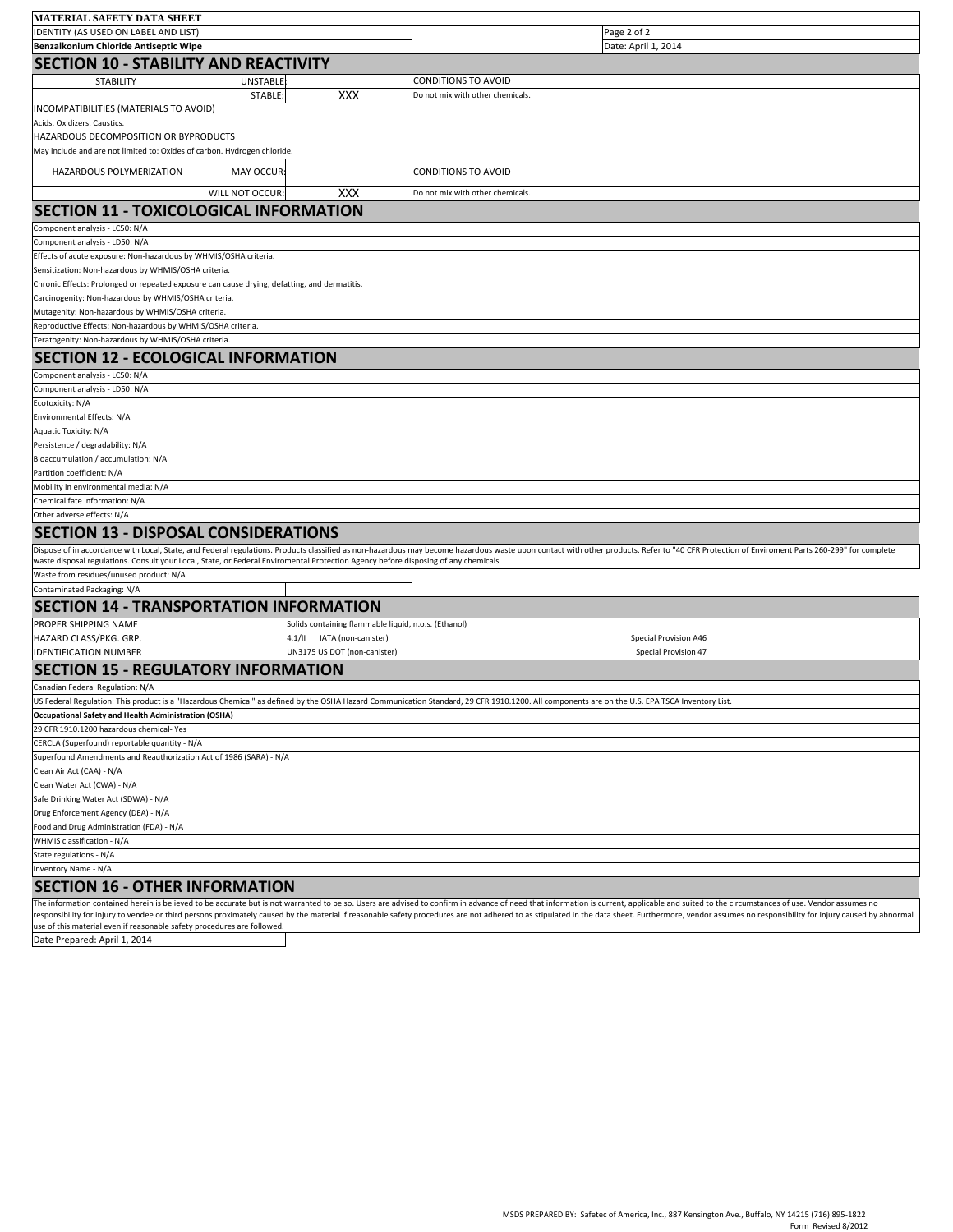**MATERIAL SAFETY DATA SHEET**

| IDENTITY (AS USED ON LABEL AND LIST) | |
|---|---|
| **Benzalkonium Chloride Antiseptic Wipe** | Date: April 1, 2014 |

## SECTION 10 - STABILITY AND REACTIVITY

| STABILITY | | | CONDITIONS TO AVOID |
|---|---|---|---|
| | UNSTABLE: | | |
| | STABLE: | XXX | Do not mix with other chemicals. |

INCOMPATIBILITIES (MATERIALS TO AVOID)

Acids. Oxidizers. Caustics.

HAZARDOUS DECOMPOSITION OR BYPRODUCTS

May include and are not limited to: Oxides of carbon. Hydrogen chloride.

| HAZARDOUS POLYMERIZATION | | | CONDITIONS TO AVOID |
|---|---|---|---|
| | MAY OCCUR: | | |
| | WILL NOT OCCUR: | XXX | Do not mix with other chemicals. |

## SECTION 11 - TOXICOLOGICAL INFORMATION

Component analysis - LC50: N/A

Component analysis - LD50: N/A

Effects of acute exposure: Non-hazardous by WHMIS/OSHA criteria.

Sensitization: Non-hazardous by WHMIS/OSHA criteria.

Chronic Effects: Prolonged or repeated exposure can cause drying, defatting, and dermatitis.

Carcinogenity: Non-hazardous by WHMIS/OSHA criteria.

Mutagenity: Non-hazardous by WHMIS/OSHA criteria.

Reproductive Effects: Non-hazardous by WHMIS/OSHA criteria.

Teratogenity: Non-hazardous by WHMIS/OSHA criteria.

## SECTION 12 - ECOLOGICAL INFORMATION

Component analysis - LC50: N/A

Component analysis - LD50: N/A

Ecotoxicity: N/A

Environmental Effects: N/A

Aquatic Toxicity: N/A

Persistence / degradability: N/A

Bioaccumulation / accumulation: N/A

Partition coefficient: N/A

Mobility in environmental media: N/A

Chemical fate information: N/A

Other adverse effects: N/A

## SECTION 13 - DISPOSAL CONSIDERATIONS

Dispose of in accordance with Local, State, and Federal regulations. Products classified as non-hazardous may become hazardous waste upon contact with other products. Refer to "40 CFR Protection of Enviroment Parts 260-299" for complete waste disposal regulations. Consult your Local, State, or Federal Enviromental Protection Agency before disposing of any chemicals.

Waste from residues/unused product: N/A

Contaminated Packaging: N/A

## SECTION 14 - TRANSPORTATION INFORMATION

| | | |
|---|---|---|
| PROPER SHIPPING NAME | Solids containing flammable liquid, n.o.s. (Ethanol) | |
| HAZARD CLASS/PKG. GRP. | 4.1/II IATA (non-canister) | Special Provision A46 |
| IDENTIFICATION NUMBER | UN3175 US DOT (non-canister) | Special Provision 47 |

## SECTION 15 - REGULATORY INFORMATION

Canadian Federal Regulation: N/A

US Federal Regulation: This product is a "Hazardous Chemical" as defined by the OSHA Hazard Communication Standard, 29 CFR 1910.1200. All components are on the U.S. EPA TSCA Inventory List.

**Occupational Safety and Health Administration (OSHA)**

29 CFR 1910.1200 hazardous chemical- Yes

CERCLA (Superfound) reportable quantity - N/A

Superfound Amendments and Reauthorization Act of 1986 (SARA) - N/A

Clean Air Act (CAA) - N/A

Clean Water Act (CWA) - N/A

Safe Drinking Water Act (SDWA) - N/A

Drug Enforcement Agency (DEA) - N/A

Food and Drug Administration (FDA) - N/A

WHMIS classification - N/A

State regulations - N/A

Inventory Name - N/A

## SECTION 16 - OTHER INFORMATION

The information contained herein is believed to be accurate but is not warranted to be so. Users are advised to confirm in advance of need that information is current, applicable and suited to the circumstances of use. Vendor assumes no responsibility for injury to vendee or third persons proximately caused by the material if reasonable safety procedures are not adhered to as stipulated in the data sheet. Furthermore, vendor assumes no responsibility for injury caused by abnormal use of this material even if reasonable safety procedures are followed.

Date Prepared: April 1, 2014

MSDS PREPARED BY: Safetec of America, Inc., 887 Kensington Ave., Buffalo, NY 14215 (716) 895-1822

Form Revised 8/2012